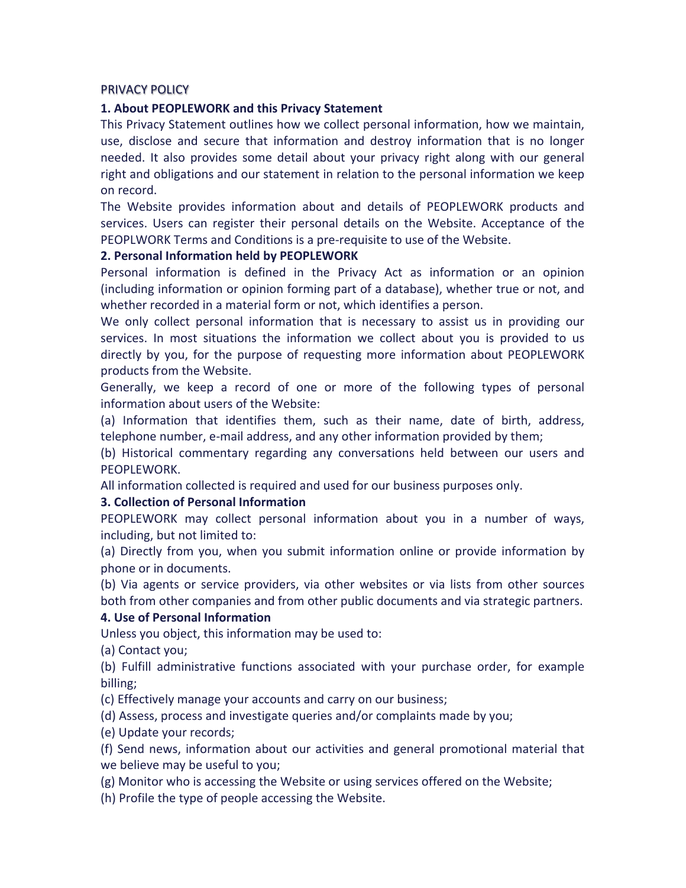PRIVACY POLICY

### 1. About PEOPLEWORK and this Privacy Statement

This Privacy Statement outlines how we collect personal information, how we maintain, use, disclose and secure that information and destroy information that is no longer needed. It also provides some detail about your privacy right along with our general right and obligations and our statement in relation to the personal information we keep on record.

The Website provides information about and details of PEOPLEWORK products and services. Users can register their personal details on the Website. Acceptance of the PEOPLWORK Terms and Conditions is a pre-requisite to use of the Website.

### 2. Personal Information held by PEOPLEWORK

Personal information is defined in the Privacy Act as information or an opinion (including information or opinion forming part of a database), whether true or not, and whether recorded in a material form or not, which identifies a person.

We only collect personal information that is necessary to assist us in providing our services. In most situations the information we collect about you is provided to us directly by you, for the purpose of requesting more information about PEOPLEWORK products from the Website.

Generally, we keep a record of one or more of the following types of personal information about users of the Website:

(a) Information that identifies them, such as their name, date of birth, address, telephone number, e-mail address, and any other information provided by them;

(b) Historical commentary regarding any conversations held between our users and PEOPLEWORK.

All information collected is required and used for our business purposes only.

### 3. Collection of Personal Information

PEOPLEWORK may collect personal information about you in a number of ways, including, but not limited to:

(a) Directly from you, when you submit information online or provide information by phone or in documents.

(b) Via agents or service providers, via other websites or via lists from other sources both from other companies and from other public documents and via strategic partners.

### 4. Use of Personal Information

Unless you object, this information may be used to:

(a) Contact you;

(b) Fulfill administrative functions associated with your purchase order, for example billing;

(c) Effectively manage your accounts and carry on our business;

(d) Assess, process and investigate queries and/or complaints made by you;

(e) Update your records;

(f) Send news, information about our activities and general promotional material that we believe may be useful to you;

(g) Monitor who is accessing the Website or using services offered on the Website;

(h) Profile the type of people accessing the Website.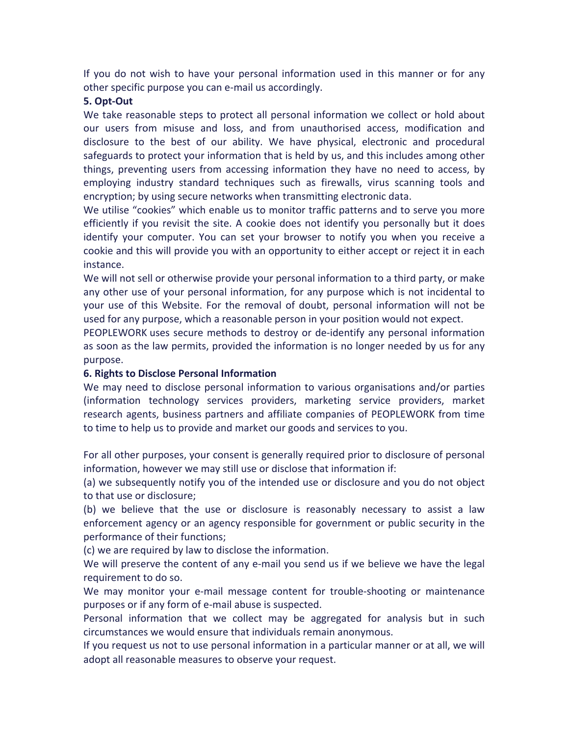If you do not wish to have your personal information used in this manner or for any other specific purpose you can e-mail us accordingly.

**5. Opt-Out**

We take reasonable steps to protect all personal information we collect or hold about our users from misuse and loss, and from unauthorised access, modification and disclosure to the best of our ability. We have physical, electronic and procedural safeguards to protect your information that is held by us, and this includes among other things, preventing users from accessing information they have no need to access, by employing industry standard techniques such as firewalls, virus scanning tools and encryption; by using secure networks when transmitting electronic data.

We utilise "cookies" which enable us to monitor traffic patterns and to serve you more efficiently if you revisit the site. A cookie does not identify you personally but it does identify your computer. You can set your browser to notify you when you receive a cookie and this will provide you with an opportunity to either accept or reject it in each instance.

We will not sell or otherwise provide your personal information to a third party, or make any other use of your personal information, for any purpose which is not incidental to your use of this Website. For the removal of doubt, personal information will not be used for any purpose, which a reasonable person in your position would not expect.

PEOPLEWORK uses secure methods to destroy or de-identify any personal information as soon as the law permits, provided the information is no longer needed by us for any purpose.

**6. Rights to Disclose Personal Information**

We may need to disclose personal information to various organisations and/or parties (information technology services providers, marketing service providers, market research agents, business partners and affiliate companies of PEOPLEWORK from time to time to help us to provide and market our goods and services to you.

For all other purposes, your consent is generally required prior to disclosure of personal information, however we may still use or disclose that information if:

(a) we subsequently notify you of the intended use or disclosure and you do not object to that use or disclosure;

(b) we believe that the use or disclosure is reasonably necessary to assist a law enforcement agency or an agency responsible for government or public security in the performance of their functions;

(c) we are required by law to disclose the information.

We will preserve the content of any e-mail you send us if we believe we have the legal requirement to do so.

We may monitor your e-mail message content for trouble-shooting or maintenance purposes or if any form of e-mail abuse is suspected.

Personal information that we collect may be aggregated for analysis but in such circumstances we would ensure that individuals remain anonymous.

If you request us not to use personal information in a particular manner or at all, we will adopt all reasonable measures to observe your request.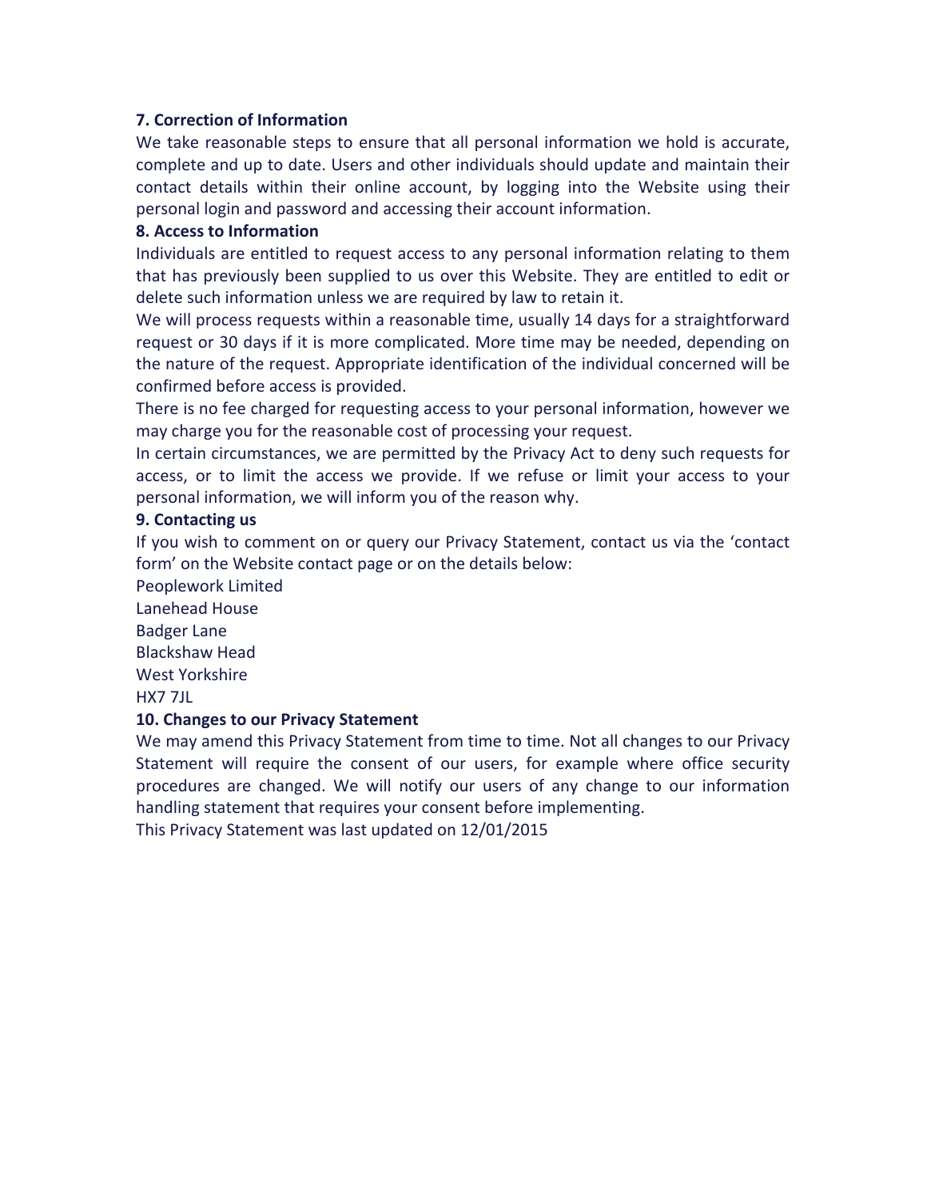**7. Correction of Information**

We take reasonable steps to ensure that all personal information we hold is accurate, complete and up to date. Users and other individuals should update and maintain their contact details within their online account, by logging into the Website using their personal login and password and accessing their account information.

**8. Access to Information**

Individuals are entitled to request access to any personal information relating to them that has previously been supplied to us over this Website. They are entitled to edit or delete such information unless we are required by law to retain it.

We will process requests within a reasonable time, usually 14 days for a straightforward request or 30 days if it is more complicated. More time may be needed, depending on the nature of the request. Appropriate identification of the individual concerned will be confirmed before access is provided.

There is no fee charged for requesting access to your personal information, however we may charge you for the reasonable cost of processing your request.

In certain circumstances, we are permitted by the Privacy Act to deny such requests for access, or to limit the access we provide. If we refuse or limit your access to your personal information, we will inform you of the reason why.

**9. Contacting us**

If you wish to comment on or query our Privacy Statement, contact us via the 'contact form' on the Website contact page or on the details below:

Peoplework Limited  
Lanehead House  
Badger Lane  
Blackshaw Head  
West Yorkshire  
HX7 7JL

**10. Changes to our Privacy Statement**

We may amend this Privacy Statement from time to time. Not all changes to our Privacy Statement will require the consent of our users, for example where office security procedures are changed. We will notify our users of any change to our information handling statement that requires your consent before implementing.

This Privacy Statement was last updated on 12/01/2015